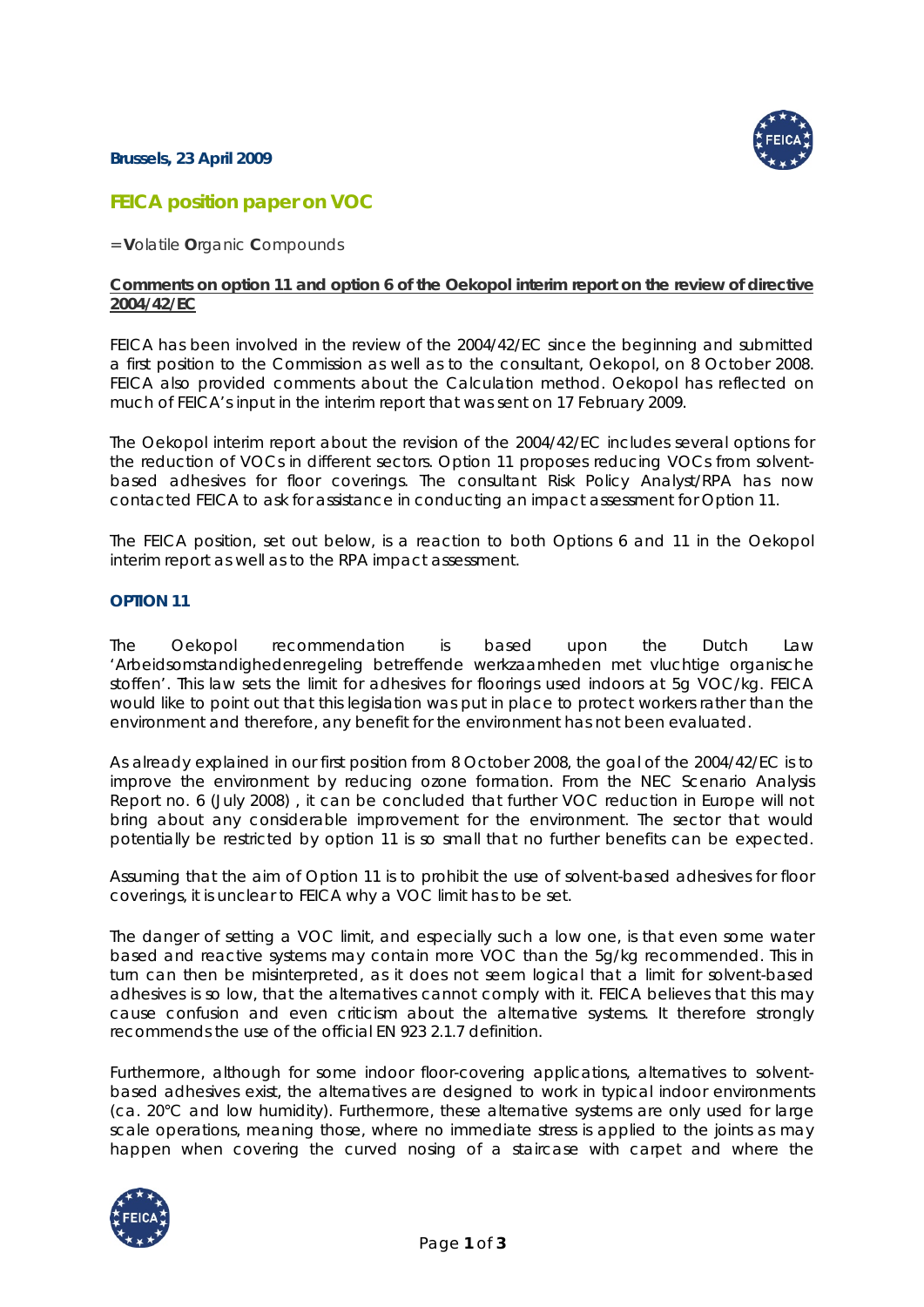**Brussels, 23 April 2009**

# FEICA position paper on VOC

= **V**olatile **O**rganic **C**ompounds

**Comments on option 11 and option 6 of the Oekopol interim report on the review of directive 2004/42/EC**

FEICA has been involved in the review of the 2004/42/EC since the beginning and submitted a first position to the Commission as well as to the consultant, Oekopol, on 8 October 2008. FEICA also provided comments about the Calculation method. Oekopol has reflected on much of FEICA's input in the interim report that was sent on 17 February 2009.

The Oekopol interim report about the revision of the 2004/42/EC includes several options for the reduction of VOCs in different sectors. Option 11 proposes reducing VOCs from solvent-based adhesives for floor coverings. The consultant Risk Policy Analyst/RPA has now contacted FEICA to ask for assistance in conducting an impact assessment for Option 11.

The FEICA position, set out below, is a reaction to both Options 6 and 11 in the Oekopol interim report as well as to the RPA impact assessment.

## OPTION 11

The Oekopol recommendation is based upon the Dutch Law 'Arbeidsomstandighedenregeling betreffende werkzaamheden met vluchtige organische stoffen'. This law sets the limit for adhesives for floorings used indoors at 5g VOC/kg. FEICA would like to point out that this legislation was put in place to protect workers rather than the environment and therefore, any benefit for the environment has not been evaluated.

As already explained in our first position from 8 October 2008, the goal of the 2004/42/EC is to improve the environment by reducing ozone formation. From the NEC Scenario Analysis Report no. 6 (July 2008) , it can be concluded that further VOC reduction in Europe will not bring about any considerable improvement for the environment. The sector that would potentially be restricted by option 11 is so small that no further benefits can be expected.

Assuming that the aim of Option 11 is to prohibit the use of solvent-based adhesives for floor coverings, it is unclear to FEICA why a VOC limit has to be set.

The danger of setting a VOC limit, and especially such a low one, is that even some water based and reactive systems may contain more VOC than the 5g/kg recommended. This in turn can then be misinterpreted, as it does not seem logical that a limit for solvent-based adhesives is so low, that the alternatives cannot comply with it. FEICA believes that this may cause confusion and even criticism about the alternative systems. It therefore strongly recommends the use of the official EN 923 2.1.7 definition.

Furthermore, although for some indoor floor-covering applications, alternatives to solvent-based adhesives exist, the alternatives are designed to work in typical indoor environments (ca. 20°C and low humidity). Furthermore, these alternative systems are only used for large scale operations, meaning those, where no immediate stress is applied to the joints as may happen when covering the curved nosing of a staircase with carpet and where the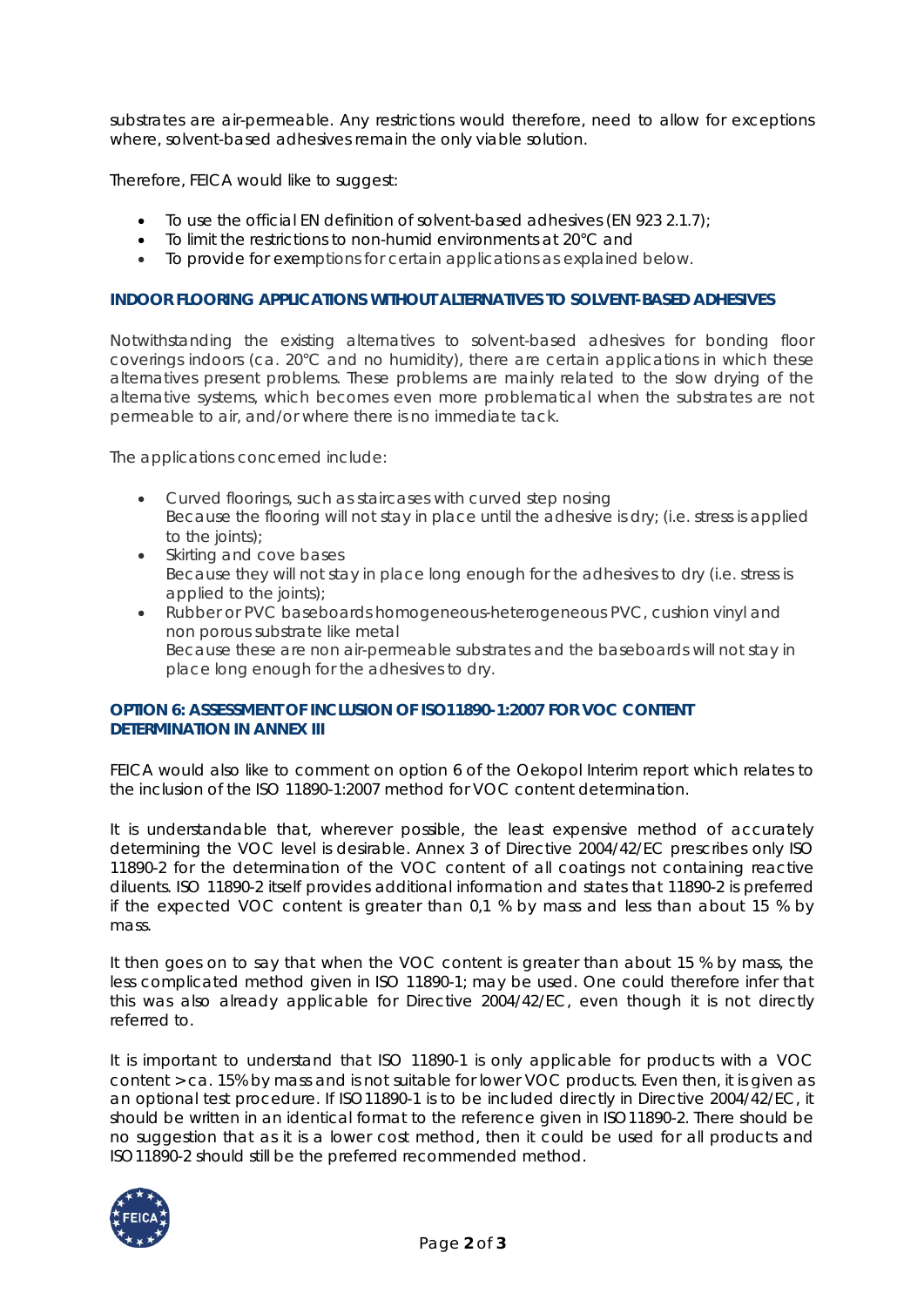substrates are air-permeable. Any restrictions would therefore, need to allow for exceptions where, solvent-based adhesives remain the only viable solution.

Therefore, FEICA would like to suggest:

- To use the official EN definition of solvent-based adhesives (EN 923 2.1.7);
- To limit the restrictions to non-humid environments at 20°C and
- To provide for exemptions for certain applications as explained below.

### INDOOR FLOORING APPLICATIONS WITHOUT ALTERNATIVES TO SOLVENT-BASED ADHESIVES

Notwithstanding the existing alternatives to solvent-based adhesives for bonding floor coverings indoors (ca. 20°C and no humidity), there are certain applications in which these alternatives present problems. These problems are mainly related to the slow drying of the alternative systems, which becomes even more problematical when the substrates are not permeable to air, and/or where there is no immediate tack.

The applications concerned include:

- Curved floorings, such as staircases with curved step nosing
  Because the flooring will not stay in place until the adhesive is dry; (i.e. stress is applied to the joints);
- Skirting and cove bases
  Because they will not stay in place long enough for the adhesives to dry (i.e. stress is applied to the joints);
- Rubber or PVC baseboards homogeneous-heterogeneous PVC, cushion vinyl and non porous substrate like metal
  Because these are non air-permeable substrates and the baseboards will not stay in place long enough for the adhesives to dry.

### OPTION 6: ASSESSMENT OF INCLUSION OF ISO11890-1:2007 FOR VOC CONTENT DETERMINATION IN ANNEX III

FEICA would also like to comment on option 6 of the Oekopol Interim report which relates to the inclusion of the ISO 11890-1:2007 method for VOC content determination.

It is understandable that, wherever possible, the least expensive method of accurately determining the VOC level is desirable. Annex 3 of Directive 2004/42/EC prescribes only ISO 11890-2 for the determination of the VOC content of all coatings not containing reactive diluents. ISO 11890-2 itself provides additional information and states that 11890-2 is preferred if the expected VOC content is greater than 0,1 % by mass and less than about 15 % by mass.

It then goes on to say that when the VOC content is greater than about 15 % by mass, the less complicated method given in ISO 11890-1; may be used. One could therefore infer that this was also already applicable for Directive 2004/42/EC, even though it is not directly referred to.

It is important to understand that ISO 11890-1 is only applicable for products with a VOC content > ca. 15% by mass and is not suitable for lower VOC products. Even then, it is given as an optional test procedure. If ISO11890-1 is to be included directly in Directive 2004/42/EC, it should be written in an identical format to the reference given in ISO11890-2. There should be no suggestion that as it is a lower cost method, then it could be used for all products and ISO11890-2 should still be the preferred recommended method.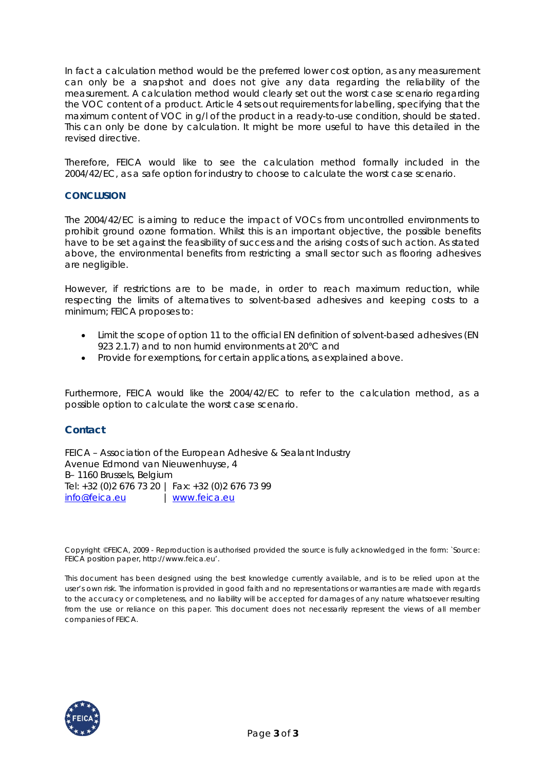In fact a calculation method would be the preferred lower cost option, as any measurement can only be a snapshot and does not give any data regarding the reliability of the measurement. A calculation method would clearly set out the worst case scenario regarding the VOC content of a product. Article 4 sets out requirements for labelling, specifying that the maximum content of VOC in g/l of the product in a ready-to-use condition, should be stated. This can only be done by calculation. It might be more useful to have this detailed in the revised directive.

Therefore, FEICA would like to see the calculation method formally included in the 2004/42/EC, as a safe option for industry to choose to calculate the worst case scenario.

### CONCLUSION

The 2004/42/EC is aiming to reduce the impact of VOCs from uncontrolled environments to prohibit ground ozone formation. Whilst this is an important objective, the possible benefits have to be set against the feasibility of success and the arising costs of such action. As stated above, the environmental benefits from restricting a small sector such as flooring adhesives are negligible.

However, if restrictions are to be made, in order to reach maximum reduction, while respecting the limits of alternatives to solvent-based adhesives and keeping costs to a minimum; FEICA proposes to:

- Limit the scope of option 11 to the official EN definition of solvent-based adhesives (EN 923 2.1.7) and to non humid environments at 20°C and
- Provide for exemptions, for certain applications, as explained above.

Furthermore, FEICA would like the 2004/42/EC to refer to the calculation method, as a possible option to calculate the worst case scenario.

## Contact

FEICA – Association of the European Adhesive & Sealant Industry
Avenue Edmond van Nieuwenhuyse, 4
B– 1160 Brussels, Belgium
Tel: +32 (0)2 676 73 20 | Fax: +32 (0)2 676 73 99
info@feica.eu | www.feica.eu

Copyright ©FEICA, 2009 - Reproduction is authorised provided the source is fully acknowledged in the form: `Source: FEICA position paper, http://www.feica.eu'.

This document has been designed using the best knowledge currently available, and is to be relied upon at the user's own risk. The information is provided in good faith and no representations or warranties are made with regards to the accuracy or completeness, and no liability will be accepted for damages of any nature whatsoever resulting from the use or reliance on this paper. This document does not necessarily represent the views of all member companies of FEICA.